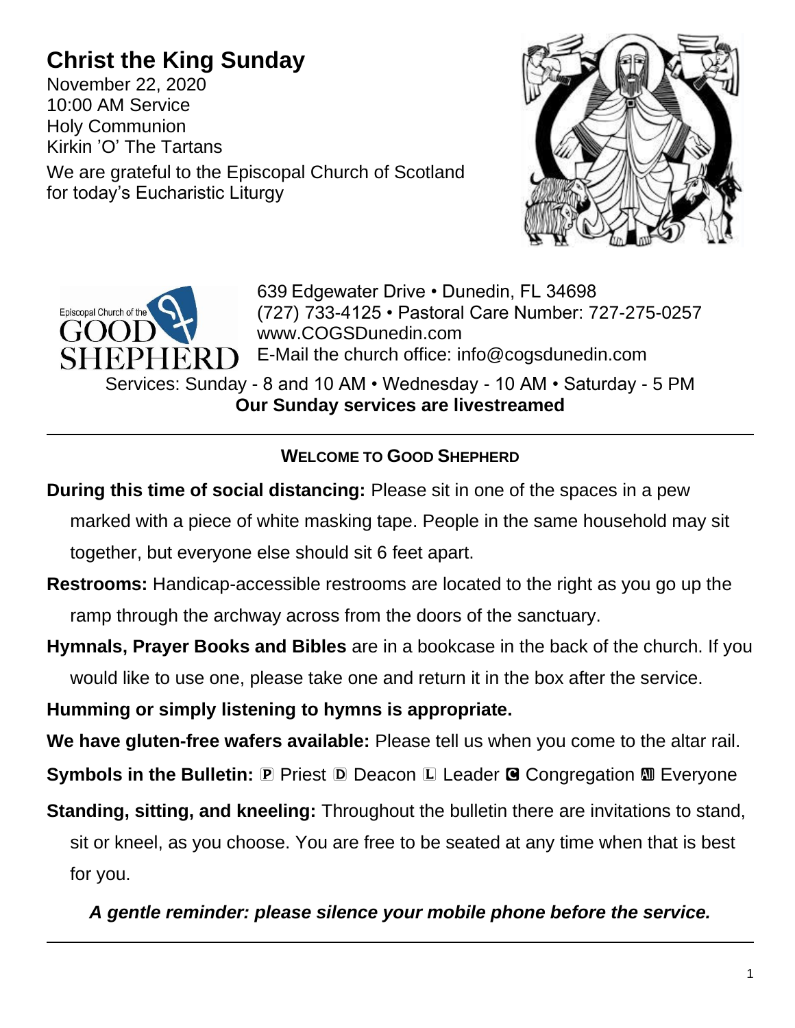# Christ the King Sunday

November 22, 2020
10:00 AM Service
Holy Communion
Kirkin 'O' The Tartans

We are grateful to the Episcopal Church of Scotland for today's Eucharistic Liturgy

Episcopal Church of the GOOD SHEPHERD

639 Edgewater Drive • Dunedin, FL 34698
(727) 733-4125 • Pastoral Care Number: 727-275-0257
www.COGSDunedin.com
E-Mail the church office: info@cogsdunedin.com

Services: Sunday - 8 and 10 AM • Wednesday - 10 AM • Saturday - 5 PM
**Our Sunday services are livestreamed**

---

## WELCOME TO GOOD SHEPHERD

**During this time of social distancing:** Please sit in one of the spaces in a pew marked with a piece of white masking tape. People in the same household may sit together, but everyone else should sit 6 feet apart.

**Restrooms:** Handicap-accessible restrooms are located to the right as you go up the ramp through the archway across from the doors of the sanctuary.

**Hymnals, Prayer Books and Bibles** are in a bookcase in the back of the church. If you would like to use one, please take one and return it in the box after the service.

**Humming or simply listening to hymns is appropriate.**

**We have gluten-free wafers available:** Please tell us when you come to the altar rail.

**Symbols in the Bulletin:** 🄿 Priest 🄳 Deacon 🄻 Leader 🅲 Congregation 🅰 Everyone

**Standing, sitting, and kneeling:** Throughout the bulletin there are invitations to stand, sit or kneel, as you choose. You are free to be seated at any time when that is best for you.

***A gentle reminder: please silence your mobile phone before the service.***

---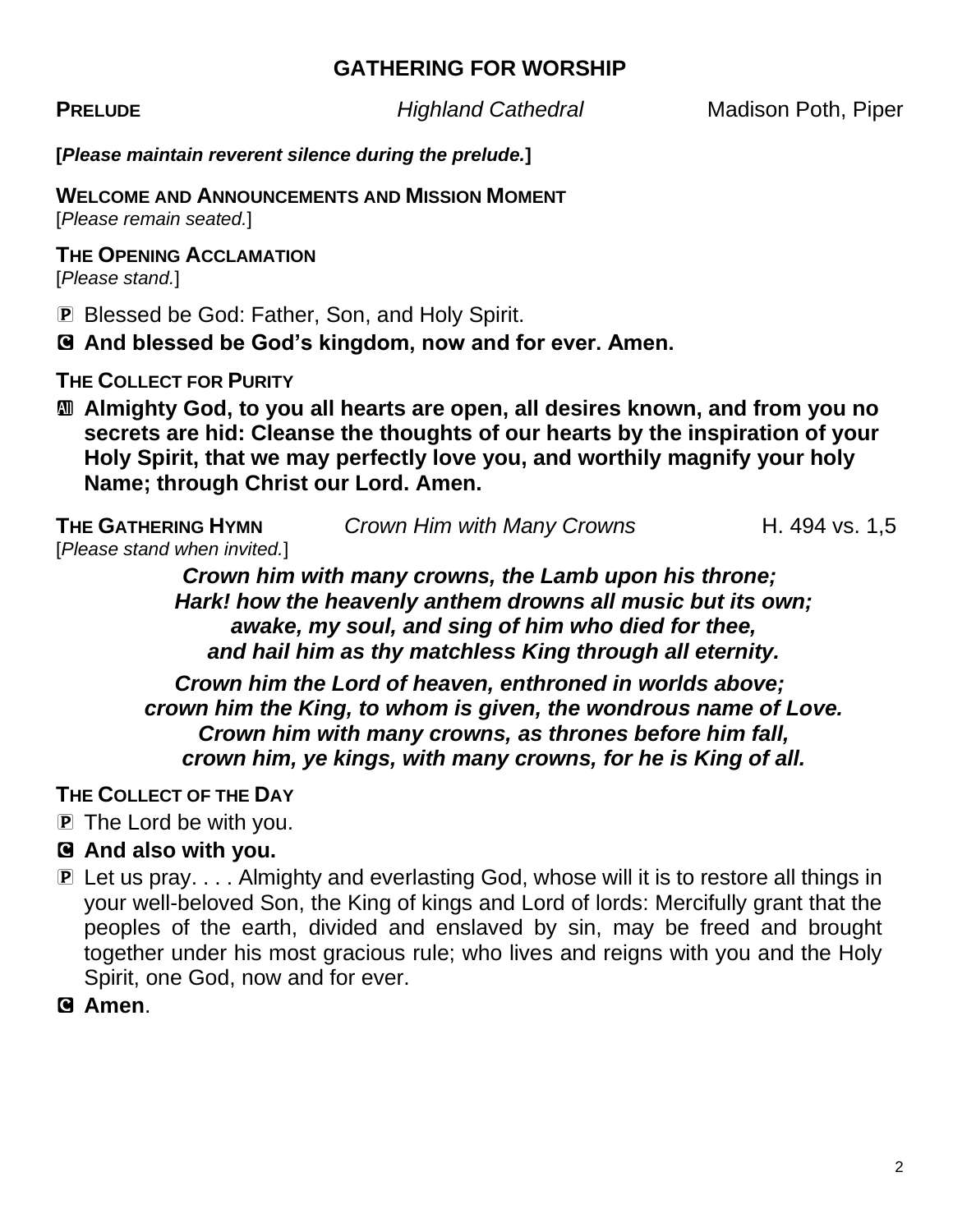## GATHERING FOR WORSHIP

**PRELUDE** *Highland Cathedral* Madison Poth, Piper

**[*Please maintain reverent silence during the prelude.*]**

**WELCOME AND ANNOUNCEMENTS AND MISSION MOMENT**
[*Please remain seated.*]

**THE OPENING ACCLAMATION**
[*Please stand.*]

P Blessed be God: Father, Son, and Holy Spirit.

**C And blessed be God's kingdom, now and for ever. Amen.**

**THE COLLECT FOR PURITY**

**All Almighty God, to you all hearts are open, all desires known, and from you no secrets are hid: Cleanse the thoughts of our hearts by the inspiration of your Holy Spirit, that we may perfectly love you, and worthily magnify your holy Name; through Christ our Lord. Amen.**

**THE GATHERING HYMN** *Crown Him with Many Crowns* H. 494 vs. 1,5
[*Please stand when invited.*]

***Crown him with many crowns, the Lamb upon his throne;***
***Hark! how the heavenly anthem drowns all music but its own;***
***awake, my soul, and sing of him who died for thee,***
***and hail him as thy matchless King through all eternity.***

***Crown him the Lord of heaven, enthroned in worlds above;***
***crown him the King, to whom is given, the wondrous name of Love.***
***Crown him with many crowns, as thrones before him fall,***
***crown him, ye kings, with many crowns, for he is King of all.***

**THE COLLECT OF THE DAY**

P The Lord be with you.

**C And also with you.**

P Let us pray. . . . Almighty and everlasting God, whose will it is to restore all things in your well-beloved Son, the King of kings and Lord of lords: Mercifully grant that the peoples of the earth, divided and enslaved by sin, may be freed and brought together under his most gracious rule; who lives and reigns with you and the Holy Spirit, one God, now and for ever.

**C Amen**.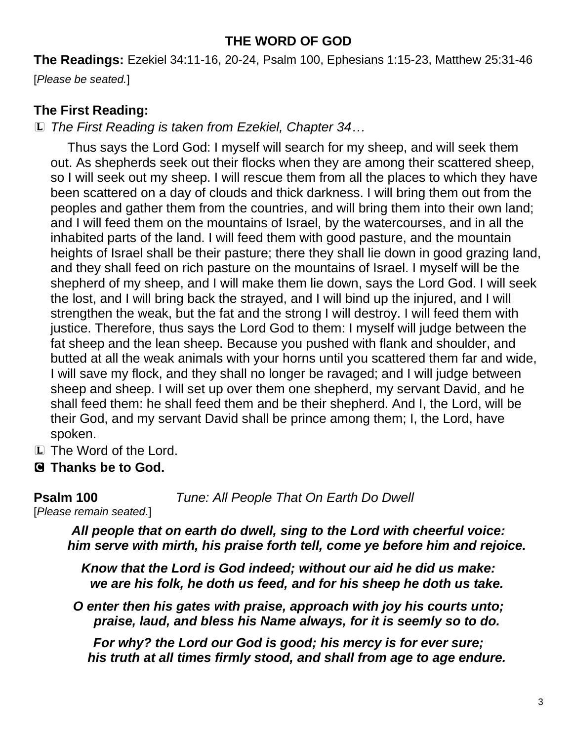## THE WORD OF GOD

**The Readings:** Ezekiel 34:11-16, 20-24, Psalm 100, Ephesians 1:15-23, Matthew 25:31-46

[*Please be seated.*]

### The First Reading:

L *The First Reading is taken from Ezekiel, Chapter 34…*

Thus says the Lord God: I myself will search for my sheep, and will seek them out. As shepherds seek out their flocks when they are among their scattered sheep, so I will seek out my sheep. I will rescue them from all the places to which they have been scattered on a day of clouds and thick darkness. I will bring them out from the peoples and gather them from the countries, and will bring them into their own land; and I will feed them on the mountains of Israel, by the watercourses, and in all the inhabited parts of the land. I will feed them with good pasture, and the mountain heights of Israel shall be their pasture; there they shall lie down in good grazing land, and they shall feed on rich pasture on the mountains of Israel. I myself will be the shepherd of my sheep, and I will make them lie down, says the Lord God. I will seek the lost, and I will bring back the strayed, and I will bind up the injured, and I will strengthen the weak, but the fat and the strong I will destroy. I will feed them with justice. Therefore, thus says the Lord God to them: I myself will judge between the fat sheep and the lean sheep. Because you pushed with flank and shoulder, and butted at all the weak animals with your horns until you scattered them far and wide, I will save my flock, and they shall no longer be ravaged; and I will judge between sheep and sheep. I will set up over them one shepherd, my servant David, and he shall feed them: he shall feed them and be their shepherd. And I, the Lord, will be their God, and my servant David shall be prince among them; I, the Lord, have spoken.

L The Word of the Lord.

**C Thanks be to God.**

**Psalm 100** *Tune: All People That On Earth Do Dwell*

[*Please remain seated.*]

***All people that on earth do dwell, sing to the Lord with cheerful voice:***
***him serve with mirth, his praise forth tell, come ye before him and rejoice.***

***Know that the Lord is God indeed; without our aid he did us make:***
***we are his folk, he doth us feed, and for his sheep he doth us take.***

***O enter then his gates with praise, approach with joy his courts unto;***
***praise, laud, and bless his Name always, for it is seemly so to do.***

***For why? the Lord our God is good; his mercy is for ever sure;***
***his truth at all times firmly stood, and shall from age to age endure.***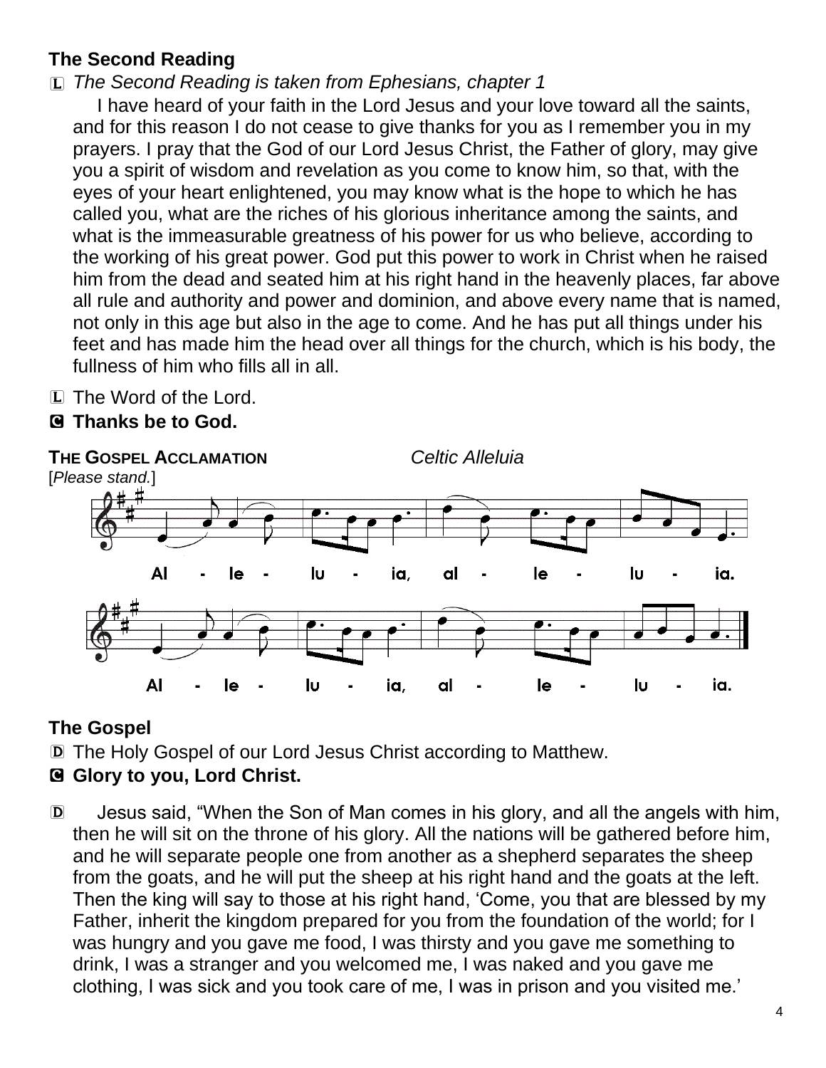## The Second Reading

L *The Second Reading is taken from Ephesians, chapter 1*

I have heard of your faith in the Lord Jesus and your love toward all the saints, and for this reason I do not cease to give thanks for you as I remember you in my prayers. I pray that the God of our Lord Jesus Christ, the Father of glory, may give you a spirit of wisdom and revelation as you come to know him, so that, with the eyes of your heart enlightened, you may know what is the hope to which he has called you, what are the riches of his glorious inheritance among the saints, and what is the immeasurable greatness of his power for us who believe, according to the working of his great power. God put this power to work in Christ when he raised him from the dead and seated him at his right hand in the heavenly places, far above all rule and authority and power and dominion, and above every name that is named, not only in this age but also in the age to come. And he has put all things under his feet and has made him the head over all things for the church, which is his body, the fullness of him who fills all in all.

L The Word of the Lord.

**C Thanks be to God.**

**THE GOSPEL ACCLAMATION** *Celtic Alleluia*

[*Please stand.*]

Al - le - lu - ia, al - le - lu - ia.

Al - le - lu - ia, al - le - lu - ia.

## The Gospel

D The Holy Gospel of our Lord Jesus Christ according to Matthew.

**C Glory to you, Lord Christ.**

D Jesus said, "When the Son of Man comes in his glory, and all the angels with him, then he will sit on the throne of his glory. All the nations will be gathered before him, and he will separate people one from another as a shepherd separates the sheep from the goats, and he will put the sheep at his right hand and the goats at the left. Then the king will say to those at his right hand, 'Come, you that are blessed by my Father, inherit the kingdom prepared for you from the foundation of the world; for I was hungry and you gave me food, I was thirsty and you gave me something to drink, I was a stranger and you welcomed me, I was naked and you gave me clothing, I was sick and you took care of me, I was in prison and you visited me.'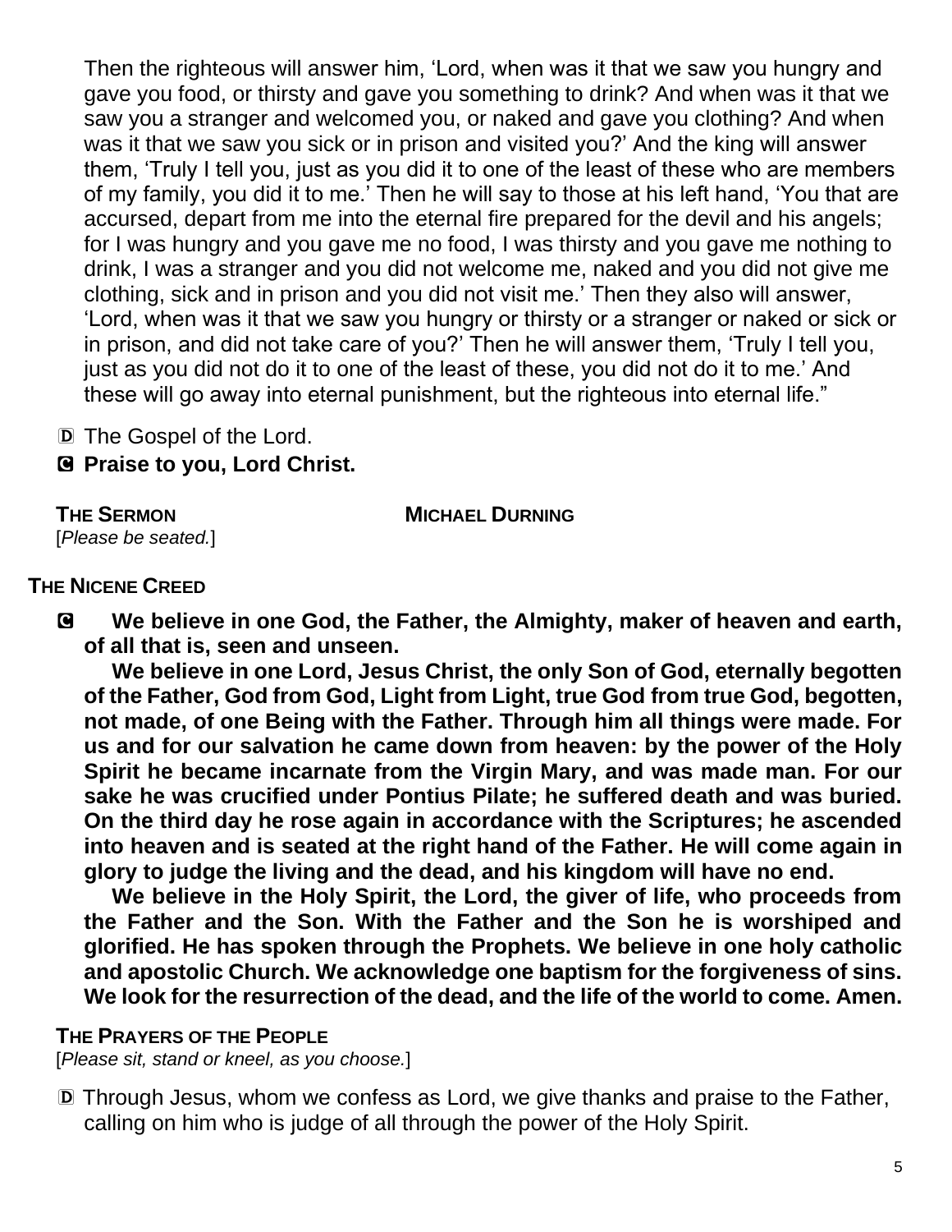Then the righteous will answer him, ‘Lord, when was it that we saw you hungry and gave you food, or thirsty and gave you something to drink? And when was it that we saw you a stranger and welcomed you, or naked and gave you clothing? And when was it that we saw you sick or in prison and visited you?’ And the king will answer them, ‘Truly I tell you, just as you did it to one of the least of these who are members of my family, you did it to me.’ Then he will say to those at his left hand, ‘You that are accursed, depart from me into the eternal fire prepared for the devil and his angels; for I was hungry and you gave me no food, I was thirsty and you gave me nothing to drink, I was a stranger and you did not welcome me, naked and you did not give me clothing, sick and in prison and you did not visit me.’ Then they also will answer, ‘Lord, when was it that we saw you hungry or thirsty or a stranger or naked or sick or in prison, and did not take care of you?’ Then he will answer them, ‘Truly I tell you, just as you did not do it to one of the least of these, you did not do it to me.’ And these will go away into eternal punishment, but the righteous into eternal life.”

Ⓓ The Gospel of the Lord.

Ⓒ **Praise to you, Lord Christ.**

**THE SERMON** **MICHAEL DURNING**

[*Please be seated.*]

**THE NICENE CREED**

Ⓒ **We believe in one God, the Father, the Almighty, maker of heaven and earth, of all that is, seen and unseen.**

**We believe in one Lord, Jesus Christ, the only Son of God, eternally begotten of the Father, God from God, Light from Light, true God from true God, begotten, not made, of one Being with the Father. Through him all things were made. For us and for our salvation he came down from heaven: by the power of the Holy Spirit he became incarnate from the Virgin Mary, and was made man. For our sake he was crucified under Pontius Pilate; he suffered death and was buried. On the third day he rose again in accordance with the Scriptures; he ascended into heaven and is seated at the right hand of the Father. He will come again in glory to judge the living and the dead, and his kingdom will have no end.**

**We believe in the Holy Spirit, the Lord, the giver of life, who proceeds from the Father and the Son. With the Father and the Son he is worshiped and glorified. He has spoken through the Prophets. We believe in one holy catholic and apostolic Church. We acknowledge one baptism for the forgiveness of sins. We look for the resurrection of the dead, and the life of the world to come. Amen.**

**THE PRAYERS OF THE PEOPLE**

[*Please sit, stand or kneel, as you choose.*]

Ⓓ Through Jesus, whom we confess as Lord, we give thanks and praise to the Father, calling on him who is judge of all through the power of the Holy Spirit.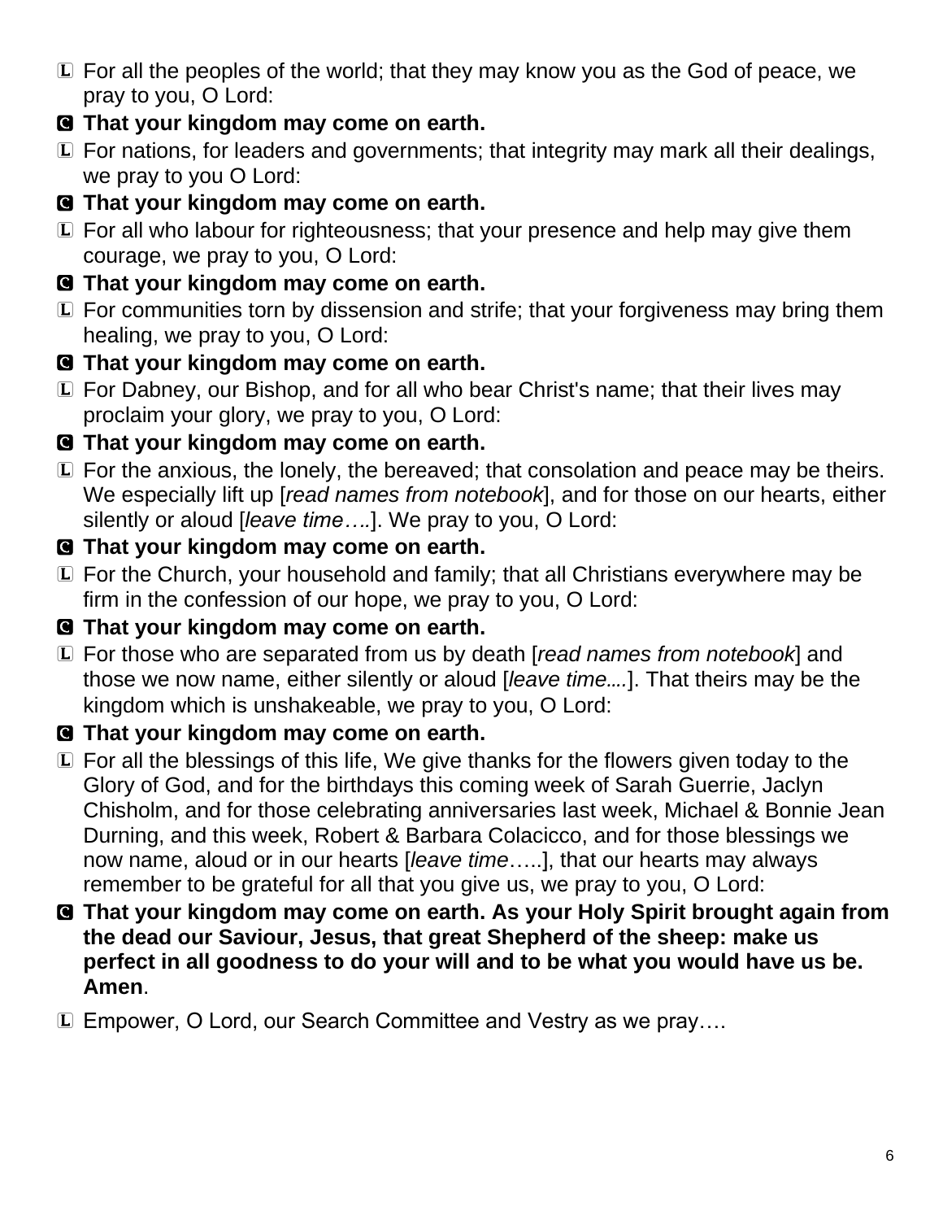L For all the peoples of the world; that they may know you as the God of peace, we pray to you, O Lord:

**C That your kingdom may come on earth.**

L For nations, for leaders and governments; that integrity may mark all their dealings, we pray to you O Lord:

**C That your kingdom may come on earth.**

L For all who labour for righteousness; that your presence and help may give them courage, we pray to you, O Lord:

**C That your kingdom may come on earth.**

L For communities torn by dissension and strife; that your forgiveness may bring them healing, we pray to you, O Lord:

**C That your kingdom may come on earth.**

L For Dabney, our Bishop, and for all who bear Christ's name; that their lives may proclaim your glory, we pray to you, O Lord:

**C That your kingdom may come on earth.**

L For the anxious, the lonely, the bereaved; that consolation and peace may be theirs. We especially lift up [*read names from notebook*], and for those on our hearts, either silently or aloud [*leave time….*]. We pray to you, O Lord:

**C That your kingdom may come on earth.**

L For the Church, your household and family; that all Christians everywhere may be firm in the confession of our hope, we pray to you, O Lord:

**C That your kingdom may come on earth.**

L For those who are separated from us by death [*read names from notebook*] and those we now name, either silently or aloud [*leave time….*]. That theirs may be the kingdom which is unshakeable, we pray to you, O Lord:

**C That your kingdom may come on earth.**

L For all the blessings of this life, We give thanks for the flowers given today to the Glory of God, and for the birthdays this coming week of Sarah Guerrie, Jaclyn Chisholm, and for those celebrating anniversaries last week, Michael & Bonnie Jean Durning, and this week, Robert & Barbara Colacicco, and for those blessings we now name, aloud or in our hearts [*leave time*…..], that our hearts may always remember to be grateful for all that you give us, we pray to you, O Lord:

**C That your kingdom may come on earth. As your Holy Spirit brought again from the dead our Saviour, Jesus, that great Shepherd of the sheep: make us perfect in all goodness to do your will and to be what you would have us be. Amen**.

L Empower, O Lord, our Search Committee and Vestry as we pray….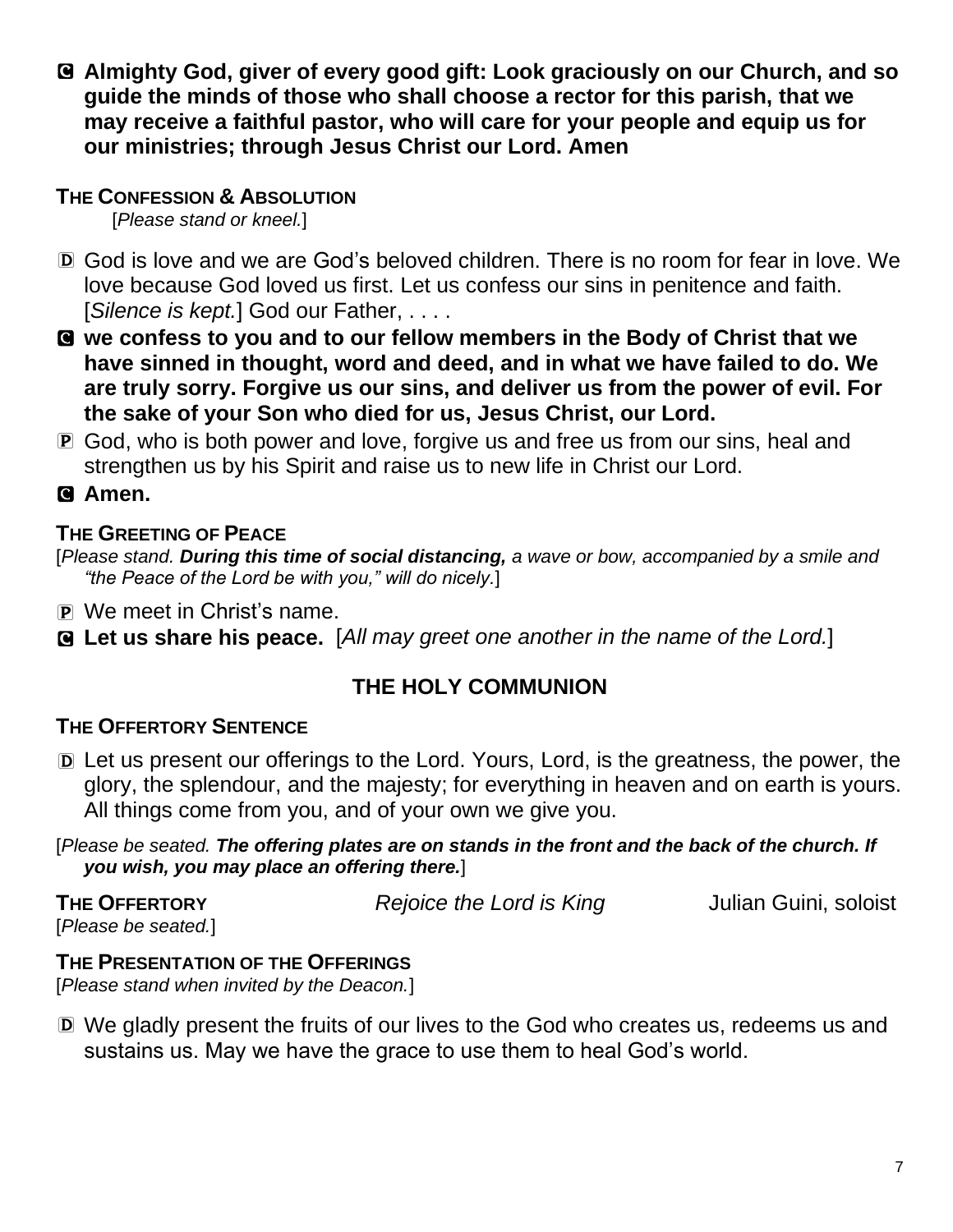C **Almighty God, giver of every good gift: Look graciously on our Church, and so guide the minds of those who shall choose a rector for this parish, that we may receive a faithful pastor, who will care for your people and equip us for our ministries; through Jesus Christ our Lord. Amen**

### THE CONFESSION & ABSOLUTION

[*Please stand or kneel.*]

D God is love and we are God's beloved children. There is no room for fear in love. We love because God loved us first. Let us confess our sins in penitence and faith. [*Silence is kept.*] God our Father, . . . .

C **we confess to you and to our fellow members in the Body of Christ that we have sinned in thought, word and deed, and in what we have failed to do. We are truly sorry. Forgive us our sins, and deliver us from the power of evil. For the sake of your Son who died for us, Jesus Christ, our Lord.**

P God, who is both power and love, forgive us and free us from our sins, heal and strengthen us by his Spirit and raise us to new life in Christ our Lord.

C **Amen.**

### THE GREETING OF PEACE

[*Please stand. **During this time of social distancing,** a wave or bow, accompanied by a smile and "the Peace of the Lord be with you," will do nicely.*]

P We meet in Christ's name.

C **Let us share his peace.** [*All may greet one another in the name of the Lord.*]

## THE HOLY COMMUNION

### THE OFFERTORY SENTENCE

D Let us present our offerings to the Lord. Yours, Lord, is the greatness, the power, the glory, the splendour, and the majesty; for everything in heaven and on earth is yours. All things come from you, and of your own we give you.

[*Please be seated. **The offering plates are on stands in the front and the back of the church. If you wish, you may place an offering there.***]

**THE OFFERTORY** *Rejoice the Lord is King* Julian Guini, soloist

[*Please be seated.*]

### THE PRESENTATION OF THE OFFERINGS

[*Please stand when invited by the Deacon.*]

D We gladly present the fruits of our lives to the God who creates us, redeems us and sustains us. May we have the grace to use them to heal God's world.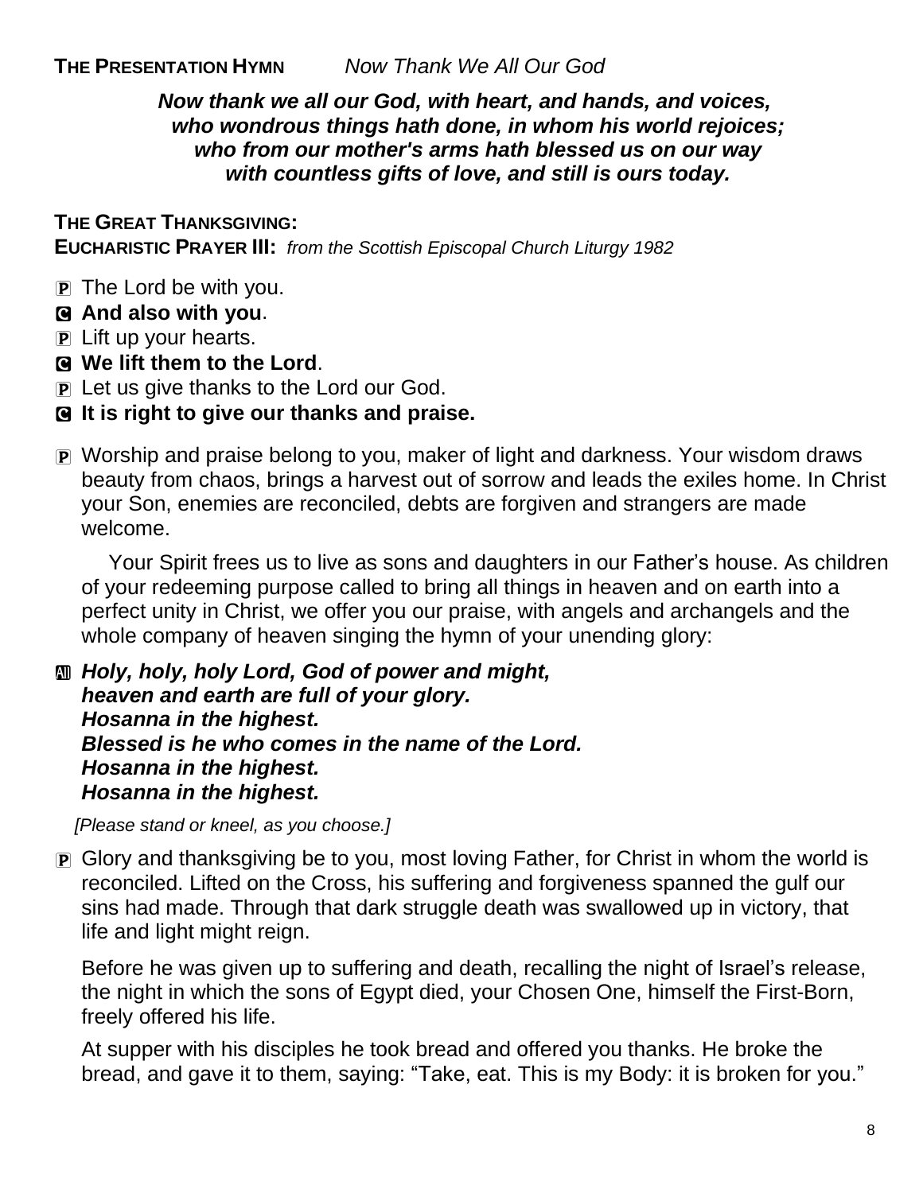**THE PRESENTATION HYMN** *Now Thank We All Our God*

***Now thank we all our God, with heart, and hands, and voices,***
***who wondrous things hath done, in whom his world rejoices;***
***who from our mother's arms hath blessed us on our way***
***with countless gifts of love, and still is ours today.***

**THE GREAT THANKSGIVING:**
**EUCHARISTIC PRAYER III:** *from the Scottish Episcopal Church Liturgy 1982*

P The Lord be with you.
C **And also with you**.
P Lift up your hearts.
C **We lift them to the Lord**.
P Let us give thanks to the Lord our God.
C **It is right to give our thanks and praise.**

P Worship and praise belong to you, maker of light and darkness. Your wisdom draws beauty from chaos, brings a harvest out of sorrow and leads the exiles home. In Christ your Son, enemies are reconciled, debts are forgiven and strangers are made welcome.

Your Spirit frees us to live as sons and daughters in our Father's house. As children of your redeeming purpose called to bring all things in heaven and on earth into a perfect unity in Christ, we offer you our praise, with angels and archangels and the whole company of heaven singing the hymn of your unending glory:

All ***Holy, holy, holy Lord, God of power and might,***
***heaven and earth are full of your glory.***
***Hosanna in the highest.***
***Blessed is he who comes in the name of the Lord.***
***Hosanna in the highest.***
***Hosanna in the highest.***

*[Please stand or kneel, as you choose.]*

P Glory and thanksgiving be to you, most loving Father, for Christ in whom the world is reconciled. Lifted on the Cross, his suffering and forgiveness spanned the gulf our sins had made. Through that dark struggle death was swallowed up in victory, that life and light might reign.

Before he was given up to suffering and death, recalling the night of Israel's release, the night in which the sons of Egypt died, your Chosen One, himself the First-Born, freely offered his life.

At supper with his disciples he took bread and offered you thanks. He broke the bread, and gave it to them, saying: "Take, eat. This is my Body: it is broken for you."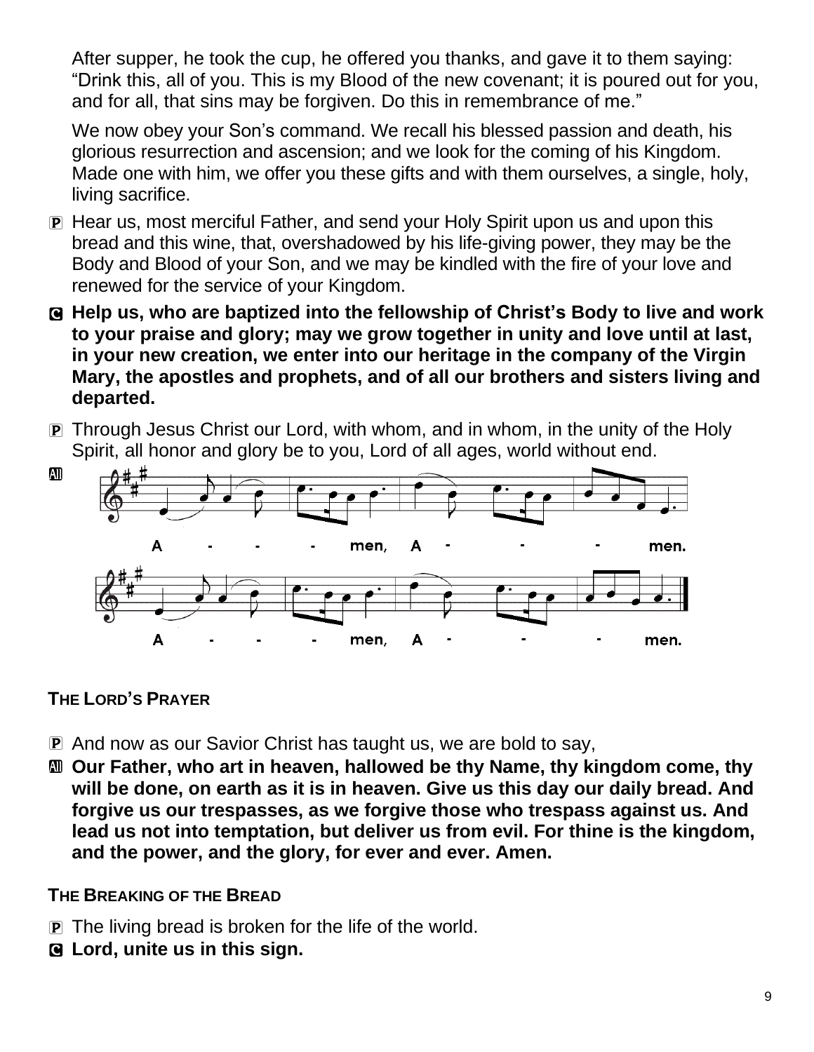After supper, he took the cup, he offered you thanks, and gave it to them saying: “Drink this, all of you. This is my Blood of the new covenant; it is poured out for you, and for all, that sins may be forgiven. Do this in remembrance of me.”

We now obey your Son’s command. We recall his blessed passion and death, his glorious resurrection and ascension; and we look for the coming of his Kingdom. Made one with him, we offer you these gifts and with them ourselves, a single, holy, living sacrifice.

P Hear us, most merciful Father, and send your Holy Spirit upon us and upon this bread and this wine, that, overshadowed by his life-giving power, they may be the Body and Blood of your Son, and we may be kindled with the fire of your love and renewed for the service of your Kingdom.

C **Help us, who are baptized into the fellowship of Christ’s Body to live and work to your praise and glory; may we grow together in unity and love until at last, in your new creation, we enter into our heritage in the company of the Virgin Mary, the apostles and prophets, and of all our brothers and sisters living and departed.**

P Through Jesus Christ our Lord, with whom, and in whom, in the unity of the Holy Spirit, all honor and glory be to you, Lord of all ages, world without end.

All A - - - men, A - - - men.
A - - - men, A - - - men.

## THE LORD’S PRAYER

P And now as our Savior Christ has taught us, we are bold to say,

All **Our Father, who art in heaven, hallowed be thy Name, thy kingdom come, thy will be done, on earth as it is in heaven. Give us this day our daily bread. And forgive us our trespasses, as we forgive those who trespass against us. And lead us not into temptation, but deliver us from evil. For thine is the kingdom, and the power, and the glory, for ever and ever. Amen.**

## THE BREAKING OF THE BREAD

P The living bread is broken for the life of the world.

C **Lord, unite us in this sign.**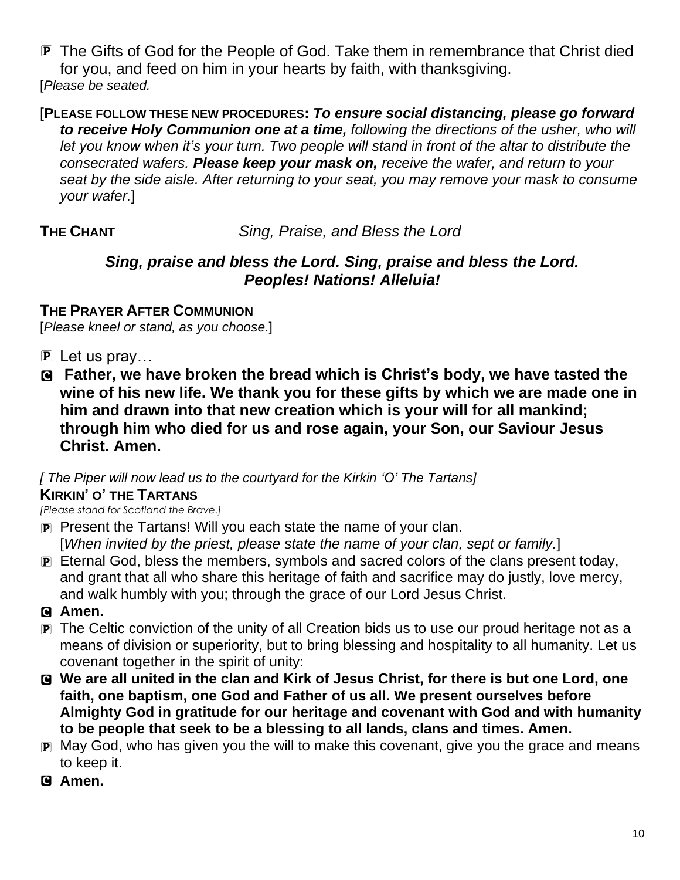P The Gifts of God for the People of God. Take them in remembrance that Christ died for you, and feed on him in your hearts by faith, with thanksgiving.
[*Please be seated.*

[**PLEASE FOLLOW THESE NEW PROCEDURES:** ***To ensure social distancing, please go forward to receive Holy Communion one at a time,*** *following the directions of the usher, who will let you know when it's your turn. Two people will stand in front of the altar to distribute the consecrated wafers.* ***Please keep your mask on,*** *receive the wafer, and return to your seat by the side aisle. After returning to your seat, you may remove your mask to consume your wafer.*]

**THE CHANT** *Sing, Praise, and Bless the Lord*

***Sing, praise and bless the Lord. Sing, praise and bless the Lord. Peoples! Nations! Alleluia!***

**THE PRAYER AFTER COMMUNION**
[*Please kneel or stand, as you choose.*]

P Let us pray…

C **Father, we have broken the bread which is Christ's body, we have tasted the wine of his new life. We thank you for these gifts by which we are made one in him and drawn into that new creation which is your will for all mankind; through him who died for us and rose again, your Son, our Saviour Jesus Christ. Amen.**

*[ The Piper will now lead us to the courtyard for the Kirkin 'O' The Tartans]*

**KIRKIN' O' THE TARTANS**
*[Please stand for Scotland the Brave.]*

P Present the Tartans! Will you each state the name of your clan.
[*When invited by the priest, please state the name of your clan, sept or family.*]

P Eternal God, bless the members, symbols and sacred colors of the clans present today, and grant that all who share this heritage of faith and sacrifice may do justly, love mercy, and walk humbly with you; through the grace of our Lord Jesus Christ.

C **Amen.**

P The Celtic conviction of the unity of all Creation bids us to use our proud heritage not as a means of division or superiority, but to bring blessing and hospitality to all humanity. Let us covenant together in the spirit of unity:

C **We are all united in the clan and Kirk of Jesus Christ, for there is but one Lord, one faith, one baptism, one God and Father of us all. We present ourselves before Almighty God in gratitude for our heritage and covenant with God and with humanity to be people that seek to be a blessing to all lands, clans and times. Amen.**

P May God, who has given you the will to make this covenant, give you the grace and means to keep it.

C **Amen.**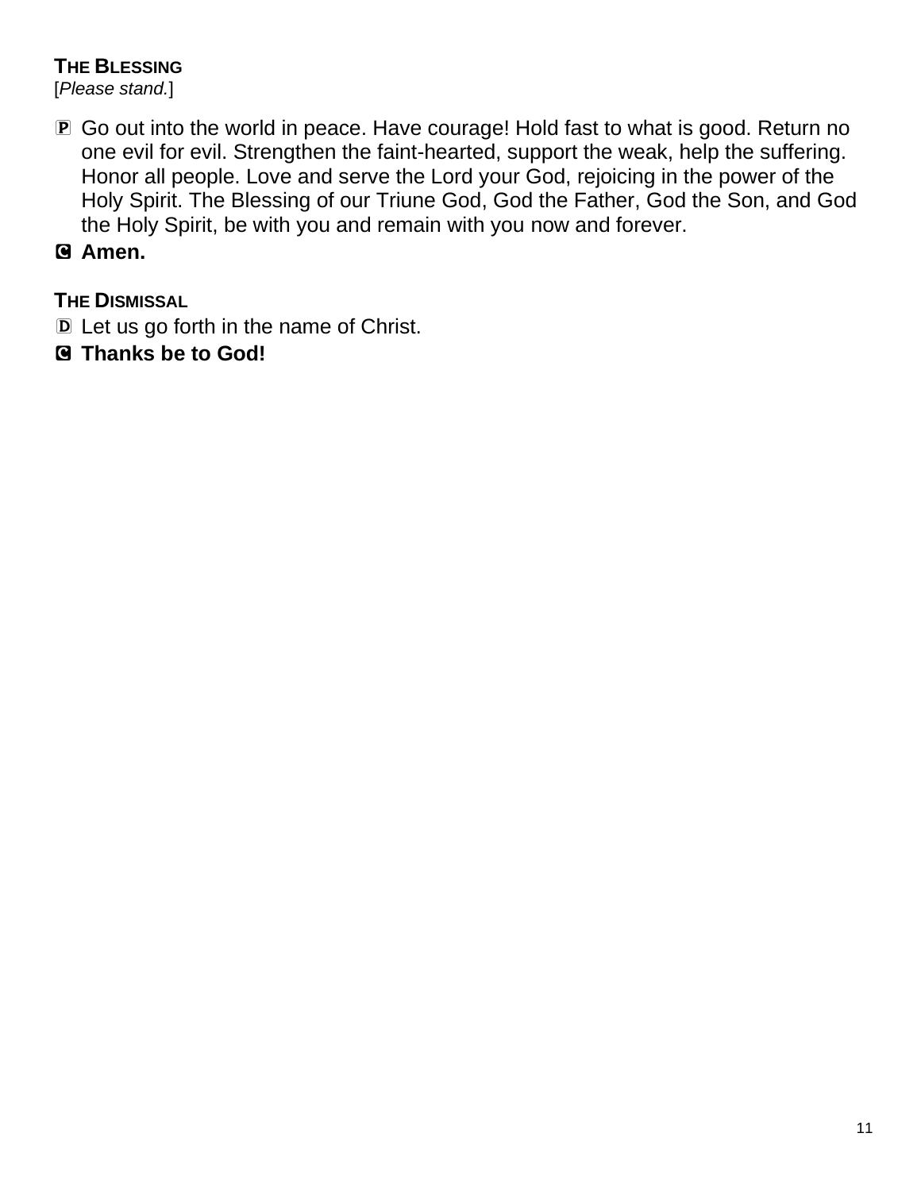**THE BLESSING**
[*Please stand.*]

Ⓟ Go out into the world in peace. Have courage! Hold fast to what is good. Return no one evil for evil. Strengthen the faint-hearted, support the weak, help the suffering. Honor all people. Love and serve the Lord your God, rejoicing in the power of the Holy Spirit. The Blessing of our Triune God, God the Father, God the Son, and God the Holy Spirit, be with you and remain with you now and forever.

Ⓒ **Amen.**

**THE DISMISSAL**

Ⓓ Let us go forth in the name of Christ.

Ⓒ **Thanks be to God!**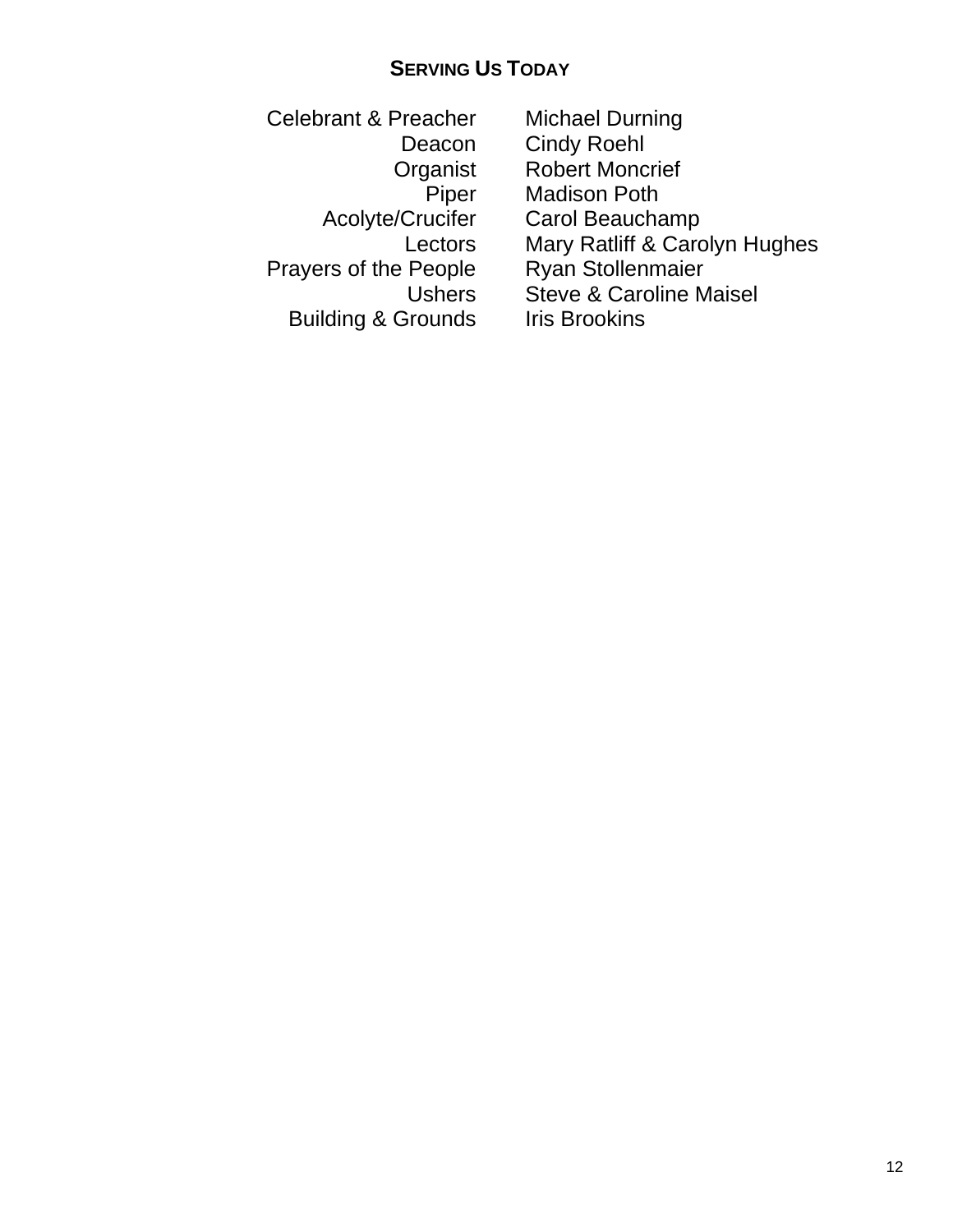## Serving Us Today

| | |
|---|---|
| Celebrant & Preacher | Michael Durning |
| Deacon | Cindy Roehl |
| Organist | Robert Moncrief |
| Piper | Madison Poth |
| Acolyte/Crucifer | Carol Beauchamp |
| Lectors | Mary Ratliff & Carolyn Hughes |
| Prayers of the People | Ryan Stollenmaier |
| Ushers | Steve & Caroline Maisel |
| Building & Grounds | Iris Brookins |